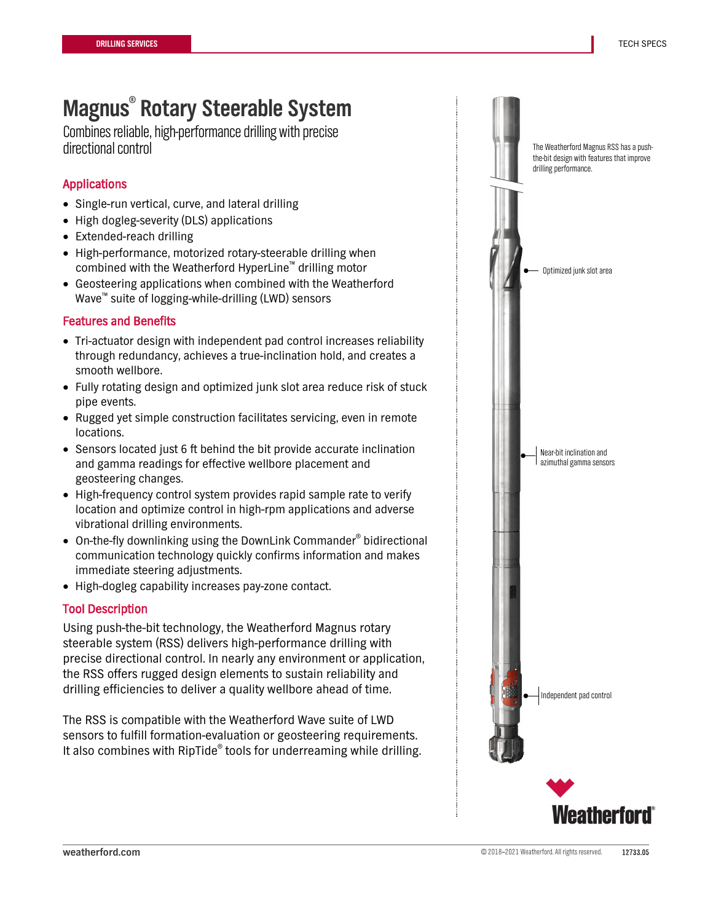# Magnus® Rotary Steerable System

Combines reliable, high-performance drilling with precise directional control

## Applications

- Single-run vertical, curve, and lateral drilling
- High dogleg-severity (DLS) applications
- Extended-reach drilling
- High-performance, motorized rotary-steerable drilling when combined with the Weatherford HyperLine™ drilling motor
- Geosteering applications when combined with the Weatherford Wave™ suite of logging-while-drilling (LWD) sensors

## Features and Benefits

- Tri-actuator design with independent pad control increases reliability through redundancy, achieves a true-inclination hold, and creates a smooth wellbore.
- Fully rotating design and optimized junk slot area reduce risk of stuck pipe events.
- Rugged yet simple construction facilitates servicing, even in remote locations.
- Sensors located just 6 ft behind the bit provide accurate inclination and gamma readings for effective wellbore placement and geosteering changes.
- High-frequency control system provides rapid sample rate to verify location and optimize control in high-rpm applications and adverse vibrational drilling environments.
- On-the-fly downlinking using the DownLink Commander® bidirectional communication technology quickly confirms information and makes immediate steering adjustments.
- High-dogleg capability increases pay-zone contact.

## Tool Description

Using push-the-bit technology, the Weatherford Magnus rotary steerable system (RSS) delivers high-performance drilling with precise directional control. In nearly any environment or application, the RSS offers rugged design elements to sustain reliability and drilling efficiencies to deliver a quality wellbore ahead of time.

The RSS is compatible with the Weatherford Wave suite of LWD sensors to fulfill formation-evaluation or geosteering requirements. It also combines with RipTide® tools for underreaming while drilling.

The Weatherford Magnus RSS has a push-the-bit design with features that improve drilling performance.

Optimized junk slot area

Near-bit inclination and azimuthal gamma sensors

Independent pad control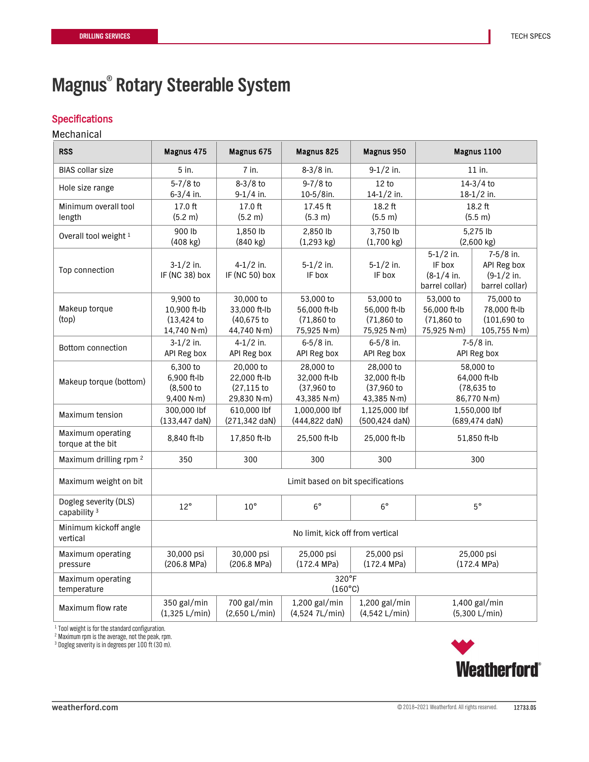# Magnus® Rotary Steerable System

## Specifications

Mechanical

| RSS | Magnus 475 | Magnus 675 | Magnus 825 | Magnus 950 | Magnus 1100 | |
|---|---|---|---|---|---|---|
| BIAS collar size | 5 in. | 7 in. | 8-3/8 in. | 9-1/2 in. | 11 in. | |
| Hole size range | 5-7/8 to 6-3/4 in. | 8-3/8 to 9-1/4 in. | 9-7/8 to 10-5/8in. | 12 to 14-1/2 in. | 14-3/4 to 18-1/2 in. | |
| Minimum overall tool length | 17.0 ft (5.2 m) | 17.0 ft (5.2 m) | 17.45 ft (5.3 m) | 18.2 ft (5.5 m) | 18.2 ft (5.5 m) | |
| Overall tool weight [1] | 900 lb (408 kg) | 1,850 lb (840 kg) | 2,850 lb (1,293 kg) | 3,750 lb (1,700 kg) | 5,275 lb (2,600 kg) | |
| Top connection | 3-1/2 in. IF (NC 38) box | 4-1/2 in. IF (NC 50) box | 5-1/2 in. IF box | 5-1/2 in. IF box | 5-1/2 in. IF box (8-1/4 in. barrel collar) | 7-5/8 in. API Reg box (9-1/2 in. barrel collar) |
| Makeup torque (top) | 9,900 to 10,900 ft-lb (13,424 to 14,740 N·m) | 30,000 to 33,000 ft-lb (40,675 to 44,740 N·m) | 53,000 to 56,000 ft-lb (71,860 to 75,925 N·m) | 53,000 to 56,000 ft-lb (71,860 to 75,925 N·m) | 53,000 to 56,000 ft-lb (71,860 to 75,925 N·m) | 75,000 to 78,000 ft-lb (101,690 to 105,755 N·m) |
| Bottom connection | 3-1/2 in. API Reg box | 4-1/2 in. API Reg box | 6-5/8 in. API Reg box | 6-5/8 in. API Reg box | 7-5/8 in. API Reg box | |
| Makeup torque (bottom) | 6,300 to 6,900 ft-lb (8,500 to 9,400 N·m) | 20,000 to 22,000 ft-lb (27,115 to 29,830 N·m) | 28,000 to 32,000 ft-lb (37,960 to 43,385 N·m) | 28,000 to 32,000 ft-lb (37,960 to 43,385 N·m) | 58,000 to 64,000 ft-lb (78,635 to 86,770 N·m) | |
| Maximum tension | 300,000 lbf (133,447 daN) | 610,000 lbf (271,342 daN) | 1,000,000 lbf (444,822 daN) | 1,125,000 lbf (500,424 daN) | 1,550,000 lbf (689,474 daN) | |
| Maximum operating torque at the bit | 8,840 ft-lb | 17,850 ft-lb | 25,500 ft-lb | 25,000 ft-lb | 51,850 ft-lb | |
| Maximum drilling rpm [2] | 350 | 300 | 300 | 300 | 300 | |
| Maximum weight on bit | Limit based on bit specifications | | | | | |
| Dogleg severity (DLS) capability [3] | 12° | 10° | 6° | 6° | 5° | |
| Minimum kickoff angle vertical | No limit, kick off from vertical | | | | | |
| Maximum operating pressure | 30,000 psi (206.8 MPa) | 30,000 psi (206.8 MPa) | 25,000 psi (172.4 MPa) | 25,000 psi (172.4 MPa) | 25,000 psi (172.4 MPa) | |
| Maximum operating temperature | 320°F (160°C) | | | | | |
| Maximum flow rate | 350 gal/min (1,325 L/min) | 700 gal/min (2,650 L/min) | 1,200 gal/min (4,524 7L/min) | 1,200 gal/min (4,542 L/min) | 1,400 gal/min (5,300 L/min) | |

[1] Tool weight is for the standard configuration.
[2] Maximum rpm is the average, not the peak, rpm.
[3] Dogleg severity is in degrees per 100 ft (30 m).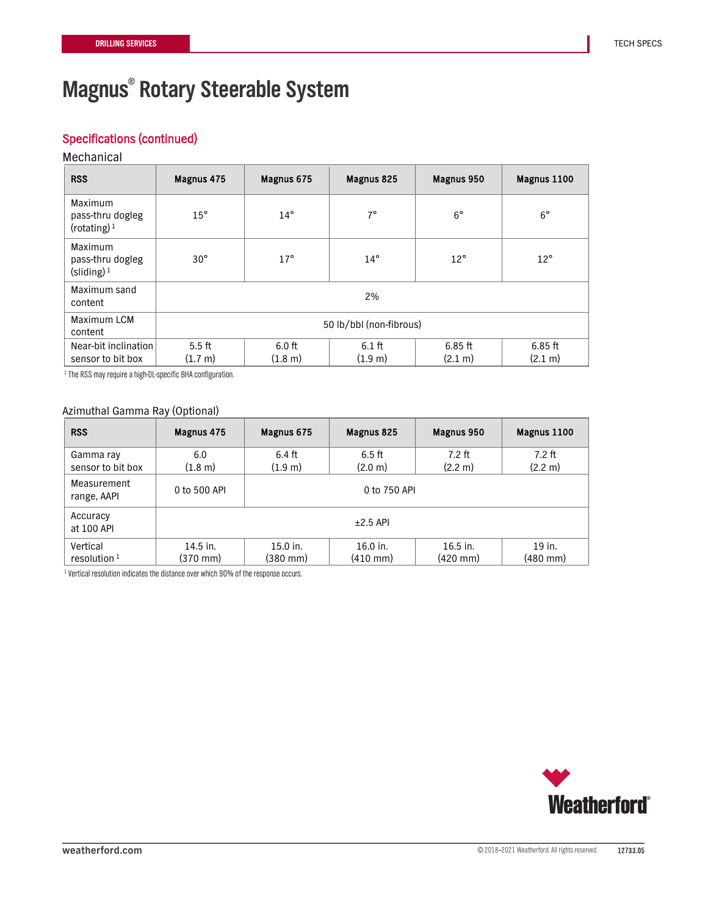# Magnus® Rotary Steerable System

## Specifications (continued)

### Mechanical

| RSS | Magnus 475 | Magnus 675 | Magnus 825 | Magnus 950 | Magnus 1100 |
|---|---|---|---|---|---|
| Maximum pass-thru dogleg (rotating) [1] | 15° | 14° | 7° | 6° | 6° |
| Maximum pass-thru dogleg (sliding) [1] | 30° | 17° | 14° | 12° | 12° |
| Maximum sand content | 2% | | | | |
| Maximum LCM content | 50 lb/bbl (non-fibrous) | | | | |
| Near-bit inclination sensor to bit box | 5.5 ft (1.7 m) | 6.0 ft (1.8 m) | 6.1 ft (1.9 m) | 6.85 ft (2.1 m) | 6.85 ft (2.1 m) |

[1] The RSS may require a high-DL-specific BHA configuration.

### Azimuthal Gamma Ray (Optional)

| RSS | Magnus 475 | Magnus 675 | Magnus 825 | Magnus 950 | Magnus 1100 |
|---|---|---|---|---|---|
| Gamma ray sensor to bit box | 6.0 (1.8 m) | 6.4 ft (1.9 m) | 6.5 ft (2.0 m) | 7.2 ft (2.2 m) | 7.2 ft (2.2 m) |
| Measurement range, AAPI | 0 to 500 API | 0 to 750 API | | | |
| Accuracy at 100 API | ±2.5 API | | | | |
| Vertical resolution [1] | 14.5 in. (370 mm) | 15.0 in. (380 mm) | 16.0 in. (410 mm) | 16.5 in. (420 mm) | 19 in. (480 mm) |

[1] Vertical resolution indicates the distance over which 90% of the response occurs.

weatherford.com

© 2018–2021 Weatherford. All rights reserved. 12733.05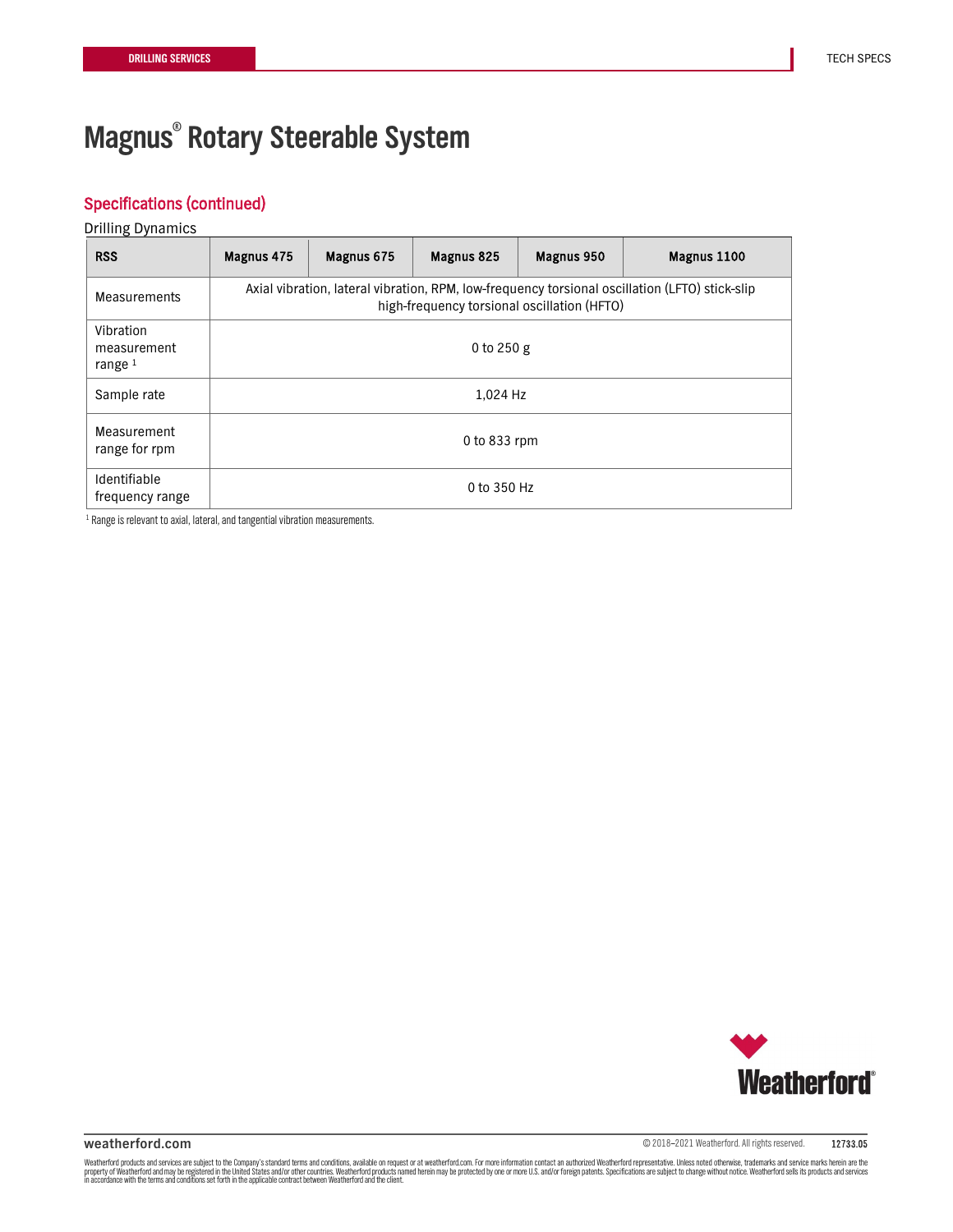# Magnus® Rotary Steerable System

## Specifications (continued)

Drilling Dynamics

| RSS | Magnus 475 | Magnus 675 | Magnus 825 | Magnus 950 | Magnus 1100 |
|---|---|---|---|---|---|
| Measurements | Axial vibration, lateral vibration, RPM, low-frequency torsional oscillation (LFTO) stick-slip high-frequency torsional oscillation (HFTO) | | | | |
| Vibration measurement range [1] | 0 to 250 g | | | | |
| Sample rate | 1,024 Hz | | | | |
| Measurement range for rpm | 0 to 833 rpm | | | | |
| Identifiable frequency range | 0 to 350 Hz | | | | |

[1] Range is relevant to axial, lateral, and tangential vibration measurements.

weatherford.com

© 2018–2021 Weatherford. All rights reserved. 12733.05

Weatherford products and services are subject to the Company's standard terms and conditions, available on request or at weatherford.com. For more information contact an authorized Weatherford representative. Unless noted otherwise, trademarks and service marks herein are the property of Weatherford and may be registered in the United States and/or other countries. Weatherford products named herein may be protected by one or more U.S. and/or foreign patents. Specifications are subject to change without notice. Weatherford sells its products and services in accordance with the terms and conditions set forth in the applicable contract between Weatherford and the client.